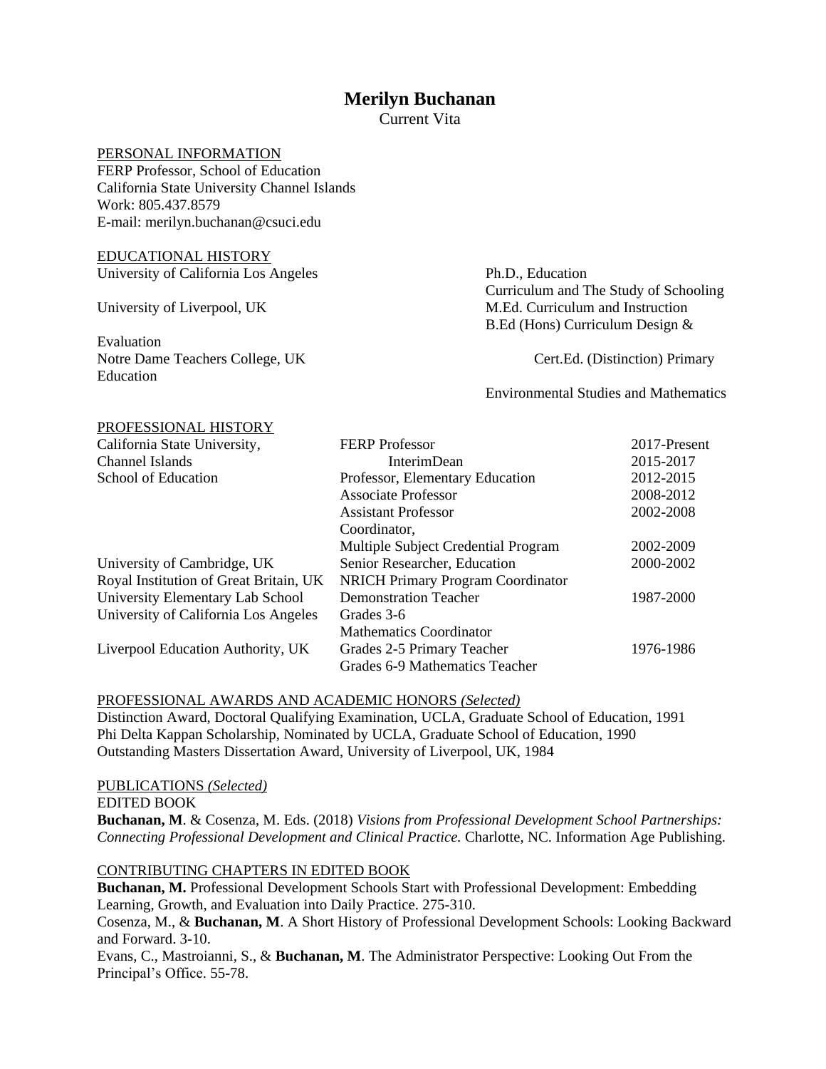# Merilyn Buchanan

Current Vita

PERSONAL INFORMATION

FERP Professor, School of Education
California State University Channel Islands
Work: 805.437.8579
E-mail: merilyn.buchanan@csuci.edu

EDUCATIONAL HISTORY

| Institution | Degree |
|---|---|
| University of California Los Angeles | Ph.D., Education<br>Curriculum and The Study of Schooling |
| University of Liverpool, UK | M.Ed. Curriculum and Instruction<br>B.Ed (Hons) Curriculum Design & Evaluation |
| Notre Dame Teachers College, UK | Cert.Ed. (Distinction) Primary Education<br>Environmental Studies and Mathematics |

PROFESSIONAL HISTORY

| Institution | Position | Years |
|---|---|---|
| California State University, Channel Islands, School of Education | FERP Professor | 2017-Present |
| | InterimDean | 2015-2017 |
| | Professor, Elementary Education | 2012-2015 |
| | Associate Professor | 2008-2012 |
| | Assistant Professor | 2002-2008 |
| | Coordinator, Multiple Subject Credential Program | 2002-2009 |
| University of Cambridge, UK | Senior Researcher, Education | 2000-2002 |
| Royal Institution of Great Britain, UK | NRICH Primary Program Coordinator | |
| University Elementary Lab School | Demonstration Teacher | 1987-2000 |
| University of California Los Angeles | Grades 3-6<br>Mathematics Coordinator | |
| Liverpool Education Authority, UK | Grades 2-5 Primary Teacher<br>Grades 6-9 Mathematics Teacher | 1976-1986 |

PROFESSIONAL AWARDS AND ACADEMIC HONORS *(Selected)*

Distinction Award, Doctoral Qualifying Examination, UCLA, Graduate School of Education, 1991
Phi Delta Kappan Scholarship, Nominated by UCLA, Graduate School of Education, 1990
Outstanding Masters Dissertation Award, University of Liverpool, UK, 1984

PUBLICATIONS *(Selected)*

EDITED BOOK

**Buchanan, M**. & Cosenza, M. Eds. (2018) *Visions from Professional Development School Partnerships: Connecting Professional Development and Clinical Practice.* Charlotte, NC. Information Age Publishing.

CONTRIBUTING CHAPTERS IN EDITED BOOK

**Buchanan, M.** Professional Development Schools Start with Professional Development: Embedding Learning, Growth, and Evaluation into Daily Practice. 275-310.

Cosenza, M., & **Buchanan, M**. A Short History of Professional Development Schools: Looking Backward and Forward. 3-10.

Evans, C., Mastroianni, S., & **Buchanan, M**. The Administrator Perspective: Looking Out From the Principal's Office. 55-78.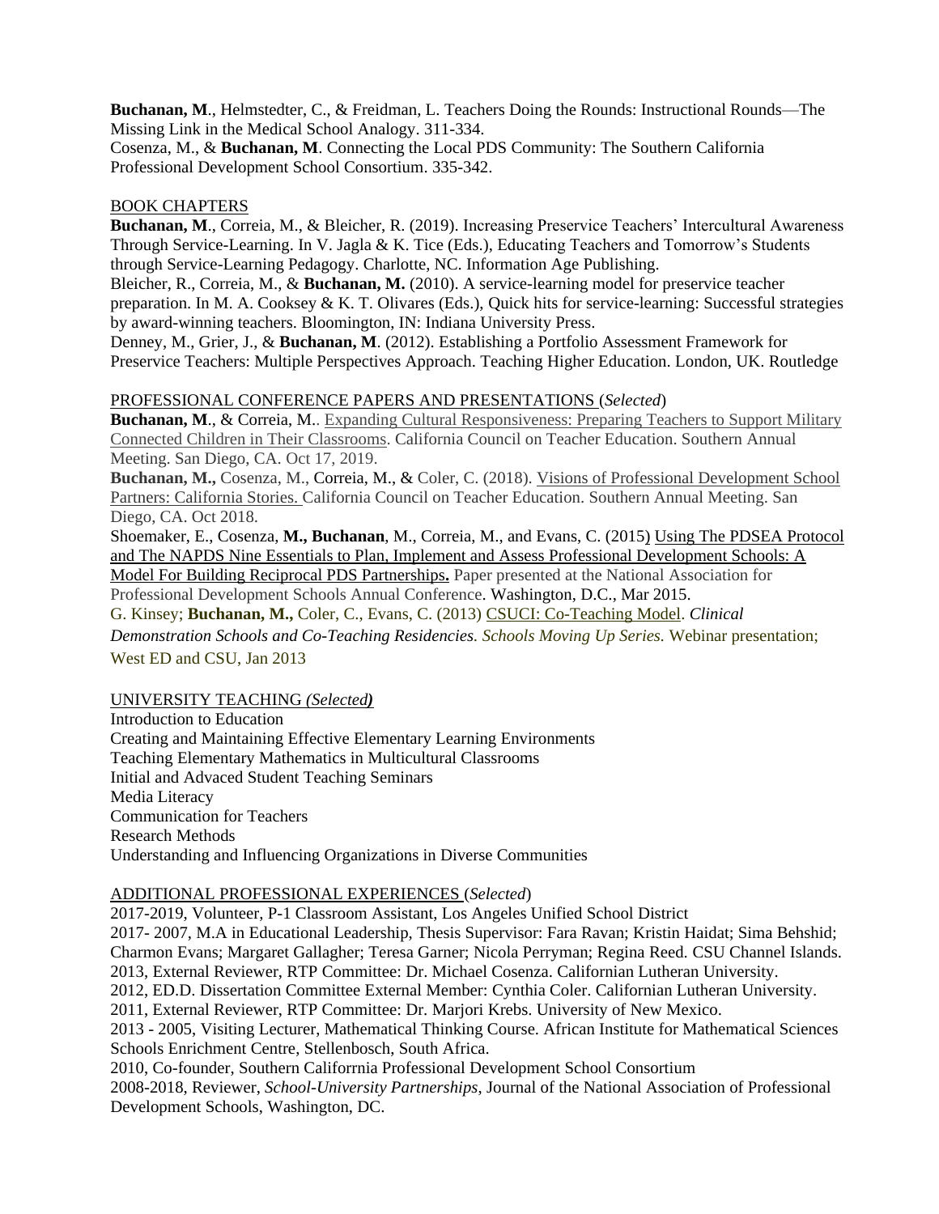**Buchanan, M**., Helmstedter, C., & Freidman, L. Teachers Doing the Rounds: Instructional Rounds—The Missing Link in the Medical School Analogy. 311-334.
Cosenza, M., & **Buchanan, M**. Connecting the Local PDS Community: The Southern California Professional Development School Consortium. 335-342.

## BOOK CHAPTERS

**Buchanan, M**., Correia, M., & Bleicher, R. (2019). Increasing Preservice Teachers' Intercultural Awareness Through Service-Learning. In V. Jagla & K. Tice (Eds.), Educating Teachers and Tomorrow's Students through Service-Learning Pedagogy. Charlotte, NC. Information Age Publishing.
Bleicher, R., Correia, M., & **Buchanan, M.** (2010). A service-learning model for preservice teacher preparation. In M. A. Cooksey & K. T. Olivares (Eds.), Quick hits for service-learning: Successful strategies by award-winning teachers. Bloomington, IN: Indiana University Press.
Denney, M., Grier, J., & **Buchanan, M**. (2012). Establishing a Portfolio Assessment Framework for Preservice Teachers: Multiple Perspectives Approach. Teaching Higher Education. London, UK. Routledge

## PROFESSIONAL CONFERENCE PAPERS AND PRESENTATIONS (*Selected*)

**Buchanan, M**., & Correia, M.. Expanding Cultural Responsiveness: Preparing Teachers to Support Military Connected Children in Their Classrooms. California Council on Teacher Education. Southern Annual Meeting. San Diego, CA. Oct 17, 2019.
**Buchanan, M.,** Cosenza, M., Correia, M., & Coler, C. (2018). Visions of Professional Development School Partners: California Stories. California Council on Teacher Education. Southern Annual Meeting. San Diego, CA. Oct 2018.
Shoemaker, E., Cosenza, **M., Buchanan**, M., Correia, M., and Evans, C. (2015) Using The PDSEA Protocol and The NAPDS Nine Essentials to Plan, Implement and Assess Professional Development Schools: A Model For Building Reciprocal PDS Partnerships**.** Paper presented at the National Association for Professional Development Schools Annual Conference. Washington, D.C., Mar 2015.
G. Kinsey; **Buchanan, M.,** Coler, C., Evans, C. (2013) CSUCI: Co-Teaching Model. *Clinical Demonstration Schools and Co-Teaching Residencies*. *Schools Moving Up Series.* Webinar presentation; West ED and CSU, Jan 2013

## UNIVERSITY TEACHING *(Selected)*

Introduction to Education
Creating and Maintaining Effective Elementary Learning Environments
Teaching Elementary Mathematics in Multicultural Classrooms
Initial and Advaced Student Teaching Seminars
Media Literacy
Communication for Teachers
Research Methods
Understanding and Influencing Organizations in Diverse Communities

## ADDITIONAL PROFESSIONAL EXPERIENCES (*Selected*)

2017-2019, Volunteer, P-1 Classroom Assistant, Los Angeles Unified School District
2017- 2007, M.A in Educational Leadership, Thesis Supervisor: Fara Ravan; Kristin Haidat; Sima Behshid; Charmon Evans; Margaret Gallagher; Teresa Garner; Nicola Perryman; Regina Reed. CSU Channel Islands.
2013, External Reviewer, RTP Committee: Dr. Michael Cosenza. Californian Lutheran University.
2012, ED.D. Dissertation Committee External Member: Cynthia Coler. Californian Lutheran University.
2011, External Reviewer, RTP Committee: Dr. Marjori Krebs. University of New Mexico.
2013 - 2005, Visiting Lecturer, Mathematical Thinking Course. African Institute for Mathematical Sciences Schools Enrichment Centre, Stellenbosch, South Africa.
2010, Co-founder, Southern Califorrnia Professional Development School Consortium
2008-2018, Reviewer, *School-University Partnerships*, Journal of the National Association of Professional Development Schools, Washington, DC.